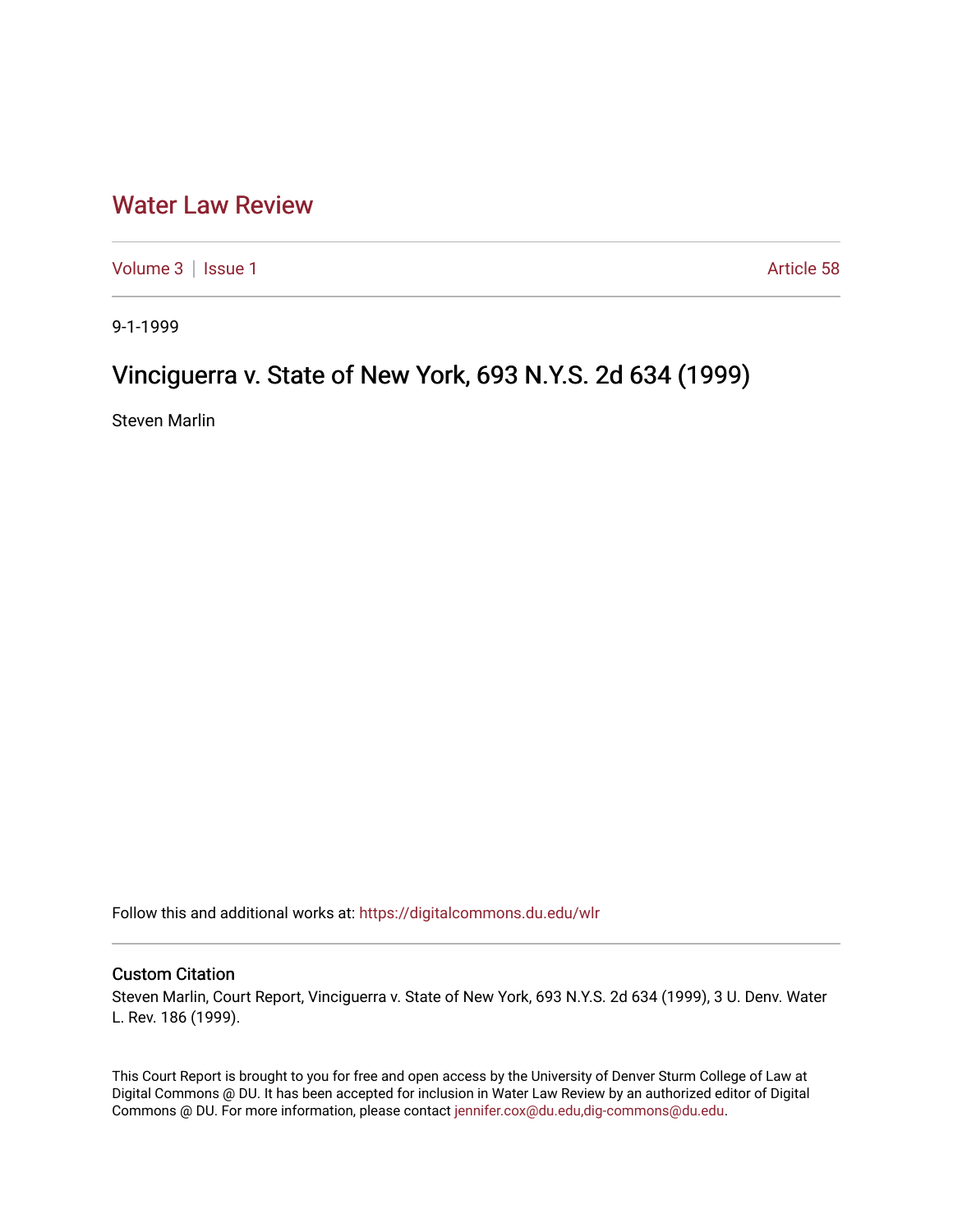# Water Law Review

Volume 3 | Issue 1 Article 58

9-1-1999

## Vinciguerra v. State of New York, 693 N.Y.S. 2d 634 (1999)

Steven Marlin

Follow this and additional works at: https://digitalcommons.du.edu/wlr

### Custom Citation

Steven Marlin, Court Report, Vinciguerra v. State of New York, 693 N.Y.S. 2d 634 (1999), 3 U. Denv. Water L. Rev. 186 (1999).

This Court Report is brought to you for free and open access by the University of Denver Sturm College of Law at Digital Commons @ DU. It has been accepted for inclusion in Water Law Review by an authorized editor of Digital Commons @ DU. For more information, please contact jennifer.cox@du.edu,dig-commons@du.edu.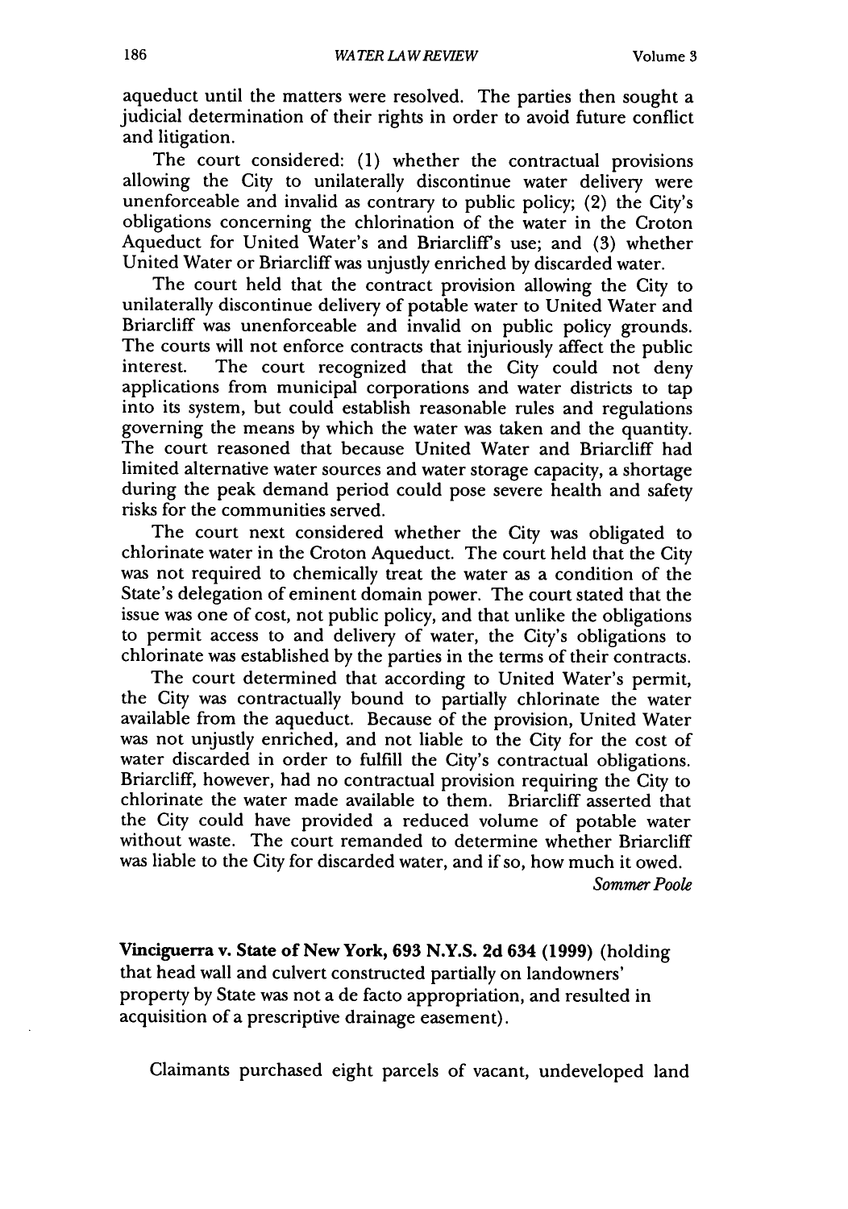aqueduct until the matters were resolved. The parties then sought a judicial determination of their rights in order to avoid future conflict and litigation.

The court considered: (1) whether the contractual provisions allowing the City to unilaterally discontinue water delivery were unenforceable and invalid as contrary to public policy; (2) the City's obligations concerning the chlorination of the water in the Croton Aqueduct for United Water's and Briarcliff's use; and (3) whether United Water or Briarcliff was unjustly enriched by discarded water.

The court held that the contract provision allowing the City to unilaterally discontinue delivery of potable water to United Water and Briarcliff was unenforceable and invalid on public policy grounds. The courts will not enforce contracts that injuriously affect the public interest. The court recognized that the City could not deny applications from municipal corporations and water districts to tap into its system, but could establish reasonable rules and regulations governing the means by which the water was taken and the quantity. The court reasoned that because United Water and Briarcliff had limited alternative water sources and water storage capacity, a shortage during the peak demand period could pose severe health and safety risks for the communities served.

The court next considered whether the City was obligated to chlorinate water in the Croton Aqueduct. The court held that the City was not required to chemically treat the water as a condition of the State's delegation of eminent domain power. The court stated that the issue was one of cost, not public policy, and that unlike the obligations to permit access to and delivery of water, the City's obligations to chlorinate was established by the parties in the terms of their contracts.

The court determined that according to United Water's permit, the City was contractually bound to partially chlorinate the water available from the aqueduct. Because of the provision, United Water was not unjustly enriched, and not liable to the City for the cost of water discarded in order to fulfill the City's contractual obligations. Briarcliff, however, had no contractual provision requiring the City to chlorinate the water made available to them. Briarcliff asserted that the City could have provided a reduced volume of potable water without waste. The court remanded to determine whether Briarcliff was liable to the City for discarded water, and if so, how much it owed.

*Sommer Poole*

**Vinciguerra v. State of New York, 693 N.Y.S. 2d 634 (1999)** (holding that head wall and culvert constructed partially on landowners' property by State was not a de facto appropriation, and resulted in acquisition of a prescriptive drainage easement).

Claimants purchased eight parcels of vacant, undeveloped land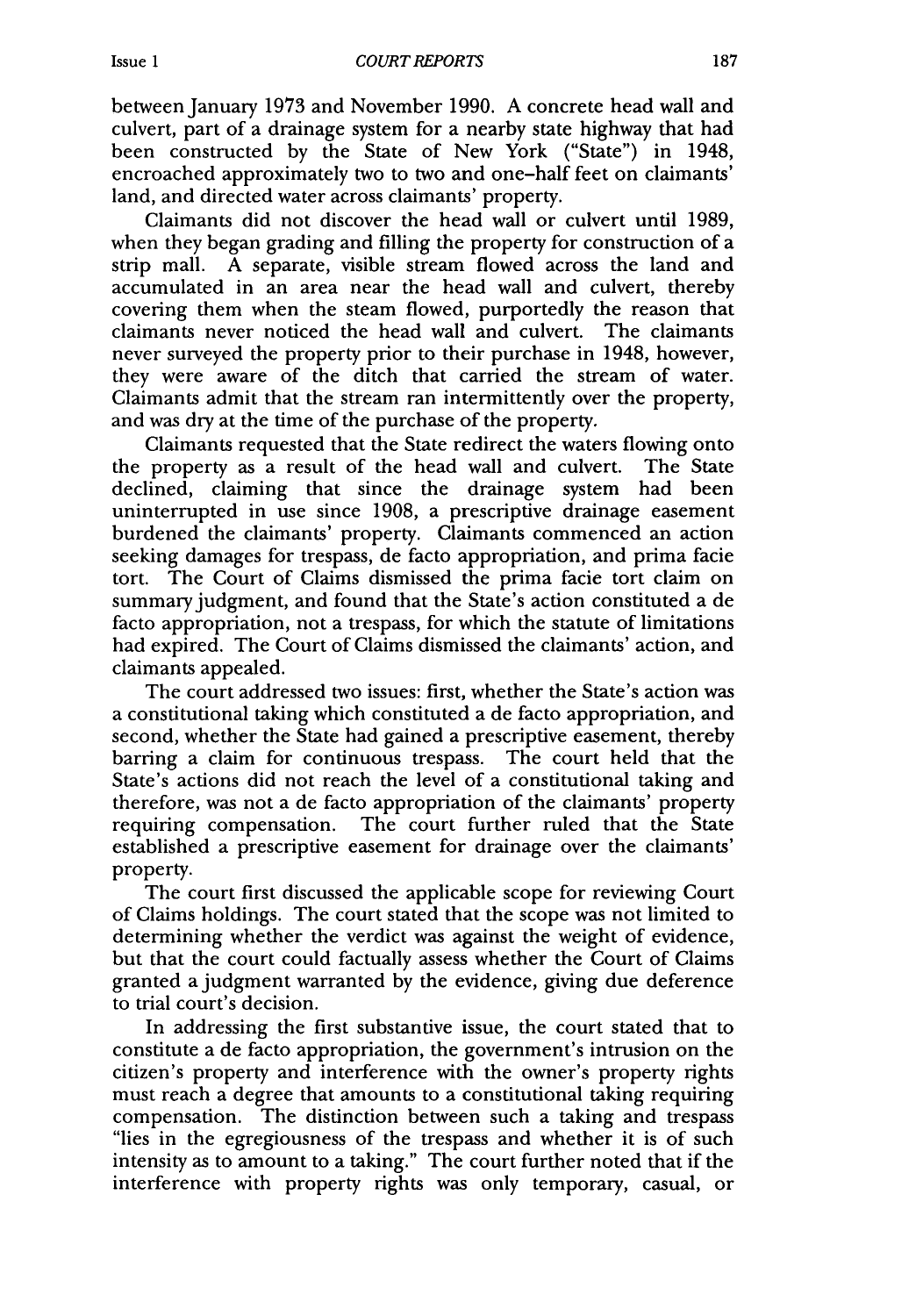between January 1973 and November 1990. A concrete head wall and culvert, part of a drainage system for a nearby state highway that had been constructed by the State of New York ("State") in 1948, encroached approximately two to two and one-half feet on claimants' land, and directed water across claimants' property.

Claimants did not discover the head wall or culvert until 1989, when they began grading and filling the property for construction of a strip mall. A separate, visible stream flowed across the land and accumulated in an area near the head wall and culvert, thereby covering them when the steam flowed, purportedly the reason that claimants never noticed the head wall and culvert. The claimants never surveyed the property prior to their purchase in 1948, however, they were aware of the ditch that carried the stream of water. Claimants admit that the stream ran intermittently over the property, and was dry at the time of the purchase of the property.

Claimants requested that the State redirect the waters flowing onto the property as a result of the head wall and culvert. The State declined, claiming that since the drainage system had been uninterrupted in use since 1908, a prescriptive drainage easement burdened the claimants' property. Claimants commenced an action seeking damages for trespass, de facto appropriation, and prima facie tort. The Court of Claims dismissed the prima facie tort claim on summary judgment, and found that the State's action constituted a de facto appropriation, not a trespass, for which the statute of limitations had expired. The Court of Claims dismissed the claimants' action, and claimants appealed.

The court addressed two issues: first, whether the State's action was a constitutional taking which constituted a de facto appropriation, and second, whether the State had gained a prescriptive easement, thereby barring a claim for continuous trespass. The court held that the State's actions did not reach the level of a constitutional taking and therefore, was not a de facto appropriation of the claimants' property requiring compensation. The court further ruled that the State established a prescriptive easement for drainage over the claimants' property.

The court first discussed the applicable scope for reviewing Court of Claims holdings. The court stated that the scope was not limited to determining whether the verdict was against the weight of evidence, but that the court could factually assess whether the Court of Claims granted a judgment warranted by the evidence, giving due deference to trial court's decision.

In addressing the first substantive issue, the court stated that to constitute a de facto appropriation, the government's intrusion on the citizen's property and interference with the owner's property rights must reach a degree that amounts to a constitutional taking requiring compensation. The distinction between such a taking and trespass "lies in the egregiousness of the trespass and whether it is of such intensity as to amount to a taking." The court further noted that if the interference with property rights was only temporary, casual, or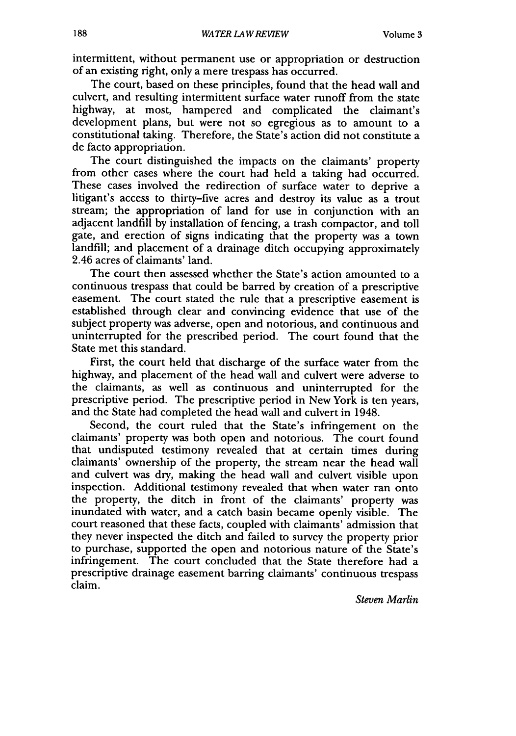intermittent, without permanent use or appropriation or destruction of an existing right, only a mere trespass has occurred.

The court, based on these principles, found that the head wall and culvert, and resulting intermittent surface water runoff from the state highway, at most, hampered and complicated the claimant's development plans, but were not so egregious as to amount to a constitutional taking. Therefore, the State's action did not constitute a de facto appropriation.

The court distinguished the impacts on the claimants' property from other cases where the court had held a taking had occurred. These cases involved the redirection of surface water to deprive a litigant's access to thirty-five acres and destroy its value as a trout stream; the appropriation of land for use in conjunction with an adjacent landfill by installation of fencing, a trash compactor, and toll gate, and erection of signs indicating that the property was a town landfill; and placement of a drainage ditch occupying approximately 2.46 acres of claimants' land.

The court then assessed whether the State's action amounted to a continuous trespass that could be barred by creation of a prescriptive easement. The court stated the rule that a prescriptive easement is established through clear and convincing evidence that use of the subject property was adverse, open and notorious, and continuous and uninterrupted for the prescribed period. The court found that the State met this standard.

First, the court held that discharge of the surface water from the highway, and placement of the head wall and culvert were adverse to the claimants, as well as continuous and uninterrupted for the prescriptive period. The prescriptive period in New York is ten years, and the State had completed the head wall and culvert in 1948.

Second, the court ruled that the State's infringement on the claimants' property was both open and notorious. The court found that undisputed testimony revealed that at certain times during claimants' ownership of the property, the stream near the head wall and culvert was dry, making the head wall and culvert visible upon inspection. Additional testimony revealed that when water ran onto the property, the ditch in front of the claimants' property was inundated with water, and a catch basin became openly visible. The court reasoned that these facts, coupled with claimants' admission that they never inspected the ditch and failed to survey the property prior to purchase, supported the open and notorious nature of the State's infringement. The court concluded that the State therefore had a prescriptive drainage easement barring claimants' continuous trespass claim.

*Steven Marlin*